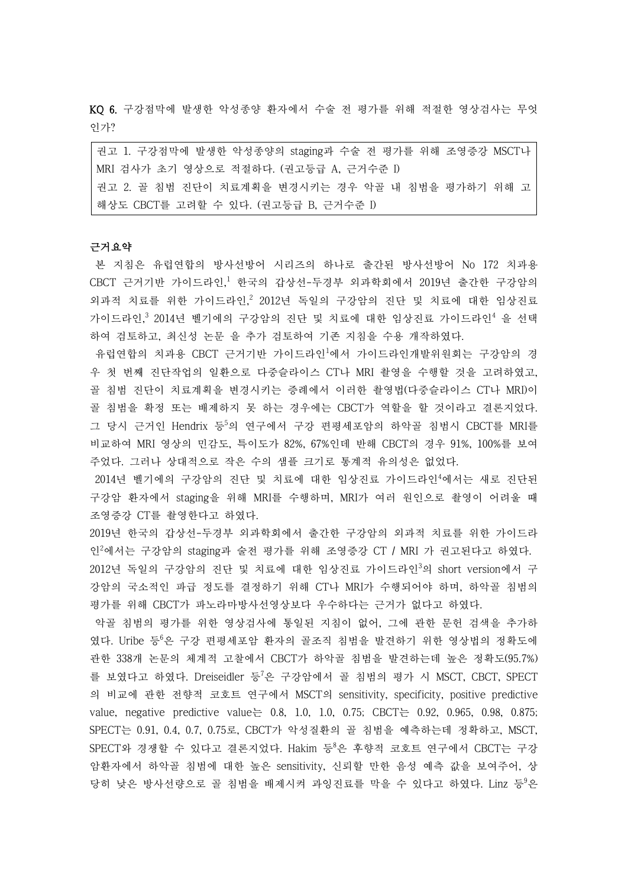**KQ 6.** 구강점막에 발생한 악성종양 환자에서 수술 전 평가를 위해 적절한 영상검사는 무엇인가?

> 권고 1. 구강점막에 발생한 악성종양의 staging과 수술 전 평가를 위해 조영증강 MSCT나 MRI 검사가 초기 영상으로 적절하다. (권고등급 A, 근거수준 I)
> 권고 2. 골 침범 진단이 치료계획을 변경시키는 경우 악골 내 침범을 평가하기 위해 고해상도 CBCT를 고려할 수 있다. (권고등급 B, 근거수준 I)

**근거요약**

본 지침은 유럽연합의 방사선방어 시리즈의 하나로 출간된 방사선방어 No 172 치과용 CBCT 근거기반 가이드라인,[1] 한국의 갑상선-두경부 외과학회에서 2019년 출간한 구강암의 외과적 치료를 위한 가이드라인,[2] 2012년 독일의 구강암의 진단 및 치료에 대한 임상진료 가이드라인,[3] 2014년 벨기에의 구강암의 진단 및 치료에 대한 임상진료 가이드라인[4] 을 선택하여 검토하고, 최신성 논문 을 추가 검토하여 기존 지침을 수용 개작하였다.

유럽연합의 치과용 CBCT 근거기반 가이드라인[1]에서 가이드라인개발위원회는 구강암의 경우 첫 번째 진단작업의 일환으로 다중슬라이스 CT나 MRI 촬영을 수행할 것을 고려하였고, 골 침범 진단이 치료계획을 변경시키는 증례에서 이러한 촬영법(다중슬라이스 CT나 MRI)이 골 침범을 확정 또는 배제하지 못 하는 경우에는 CBCT가 역할을 할 것이라고 결론지었다. 그 당시 근거인 Hendrix 등[5]의 연구에서 구강 편평세포암의 하악골 침범시 CBCT를 MRI를 비교하여 MRI 영상의 민감도, 특이도가 82%, 67%인데 반해 CBCT의 경우 91%, 100%를 보여주었다. 그러나 상대적으로 작은 수의 샘플 크기로 통계적 유의성은 없었다.

2014년 벨기에의 구강암의 진단 및 치료에 대한 임상진료 가이드라인[4]에서는 새로 진단된 구강암 환자에서 staging을 위해 MRI를 수행하며, MRI가 여러 원인으로 촬영이 어려울 때 조영증강 CT를 촬영한다고 하였다.

2019년 한국의 갑상선-두경부 외과학회에서 출간한 구강암의 외과적 치료를 위한 가이드라인[2]에서는 구강암의 staging과 술전 평가를 위해 조영증강 CT / MRI 가 권고된다고 하였다. 2012년 독일의 구강암의 진단 및 치료에 대한 임상진료 가이드라인[3]의 short version에서 구강암의 국소적인 파급 정도를 결정하기 위해 CT나 MRI가 수행되어야 하며, 하악골 침범의 평가를 위해 CBCT가 파노라마방사선영상보다 우수하다는 근거가 없다고 하였다.

악골 침범의 평가를 위한 영상검사에 통일된 지침이 없어, 그에 관한 문헌 검색을 추가하였다. Uribe 등[6]은 구강 편평세포암 환자의 골조직 침범을 발견하기 위한 영상법의 정확도에 관한 338개 논문의 체계적 고찰에서 CBCT가 하악골 침범을 발견하는데 높은 정확도(95.7%)를 보였다고 하였다. Dreiseidler 등[7]은 구강암에서 골 침범의 평가 시 MSCT, CBCT, SPECT의 비교에 관한 전향적 코호트 연구에서 MSCT의 sensitivity, specificity, positive predictive value, negative predictive value는 0.8, 1.0, 1.0, 0.75; CBCT는 0.92, 0.965, 0.98, 0.875; SPECT는 0.91, 0.4, 0.7, 0.75로, CBCT가 악성질환의 골 침범을 예측하는데 정확하고, MSCT, SPECT와 경쟁할 수 있다고 결론지었다. Hakim 등[8]은 후향적 코호트 연구에서 CBCT는 구강암환자에서 하악골 침범에 대한 높은 sensitivity, 신뢰할 만한 음성 예측 값을 보여주어, 상당히 낮은 방사선량으로 골 침범을 배제시켜 과잉진료를 막을 수 있다고 하였다. Linz 등[9]은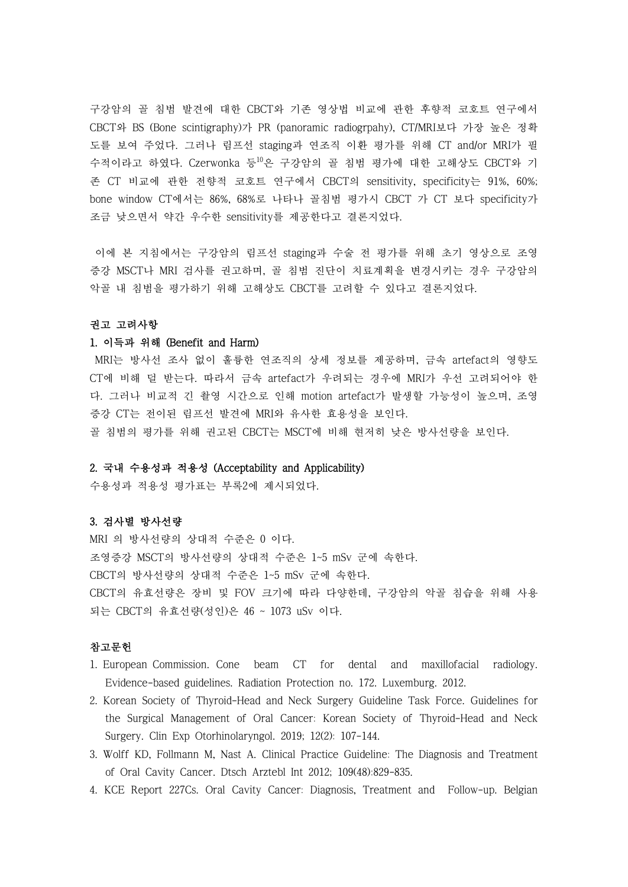구강암의 골 침범 발견에 대한 CBCT와 기존 영상법 비교에 관한 후향적 코호트 연구에서 CBCT와 BS (Bone scintigraphy)가 PR (panoramic radiogrpahy), CT/MRI보다 가장 높은 정확도를 보여 주었다. 그러나 림프선 staging과 연조직 이환 평가를 위해 CT and/or MRI가 필수적이라고 하였다. Czerwonka 등[10]은 구강암의 골 침범 평가에 대한 고해상도 CBCT와 기존 CT 비교에 관한 전향적 코호트 연구에서 CBCT의 sensitivity, specificity는 91%, 60%; bone window CT에서는 86%, 68%로 나타나 골침범 평가시 CBCT 가 CT 보다 specificity가 조금 낮으면서 약간 우수한 sensitivity를 제공한다고 결론지었다.

이에 본 지침에서는 구강암의 림프선 staging과 수술 전 평가를 위해 초기 영상으로 조영증강 MSCT나 MRI 검사를 권고하며, 골 침범 진단이 치료계획을 변경시키는 경우 구강암의 악골 내 침범을 평가하기 위해 고해상도 CBCT를 고려할 수 있다고 결론지었다.

**권고 고려사항**

**1. 이득과 위해 (Benefit and Harm)**

MRI는 방사선 조사 없이 훌륭한 연조직의 상세 정보를 제공하며, 금속 artefact의 영향도 CT에 비해 덜 받는다. 따라서 금속 artefact가 우려되는 경우에 MRI가 우선 고려되어야 한다. 그러나 비교적 긴 촬영 시간으로 인해 motion artefact가 발생할 가능성이 높으며, 조영증강 CT는 전이된 림프선 발견에 MRI와 유사한 효용성을 보인다.

골 침범의 평가를 위해 권고된 CBCT는 MSCT에 비해 현저히 낮은 방사선량을 보인다.

**2. 국내 수용성과 적용성 (Acceptability and Applicability)**

수용성과 적용성 평가표는 부록2에 제시되었다.

**3. 검사별 방사선량**

MRI 의 방사선량의 상대적 수준은 0 이다.

조영증강 MSCT의 방사선량의 상대적 수준은 1~5 mSv 군에 속한다.

CBCT의 방사선량의 상대적 수준은 1~5 mSv 군에 속한다.

CBCT의 유효선량은 장비 및 FOV 크기에 따라 다양한데, 구강암의 악골 침습을 위해 사용되는 CBCT의 유효선량(성인)은 46 ~ 1073 uSv 이다.

**참고문헌**

1. European Commission. Cone beam CT for dental and maxillofacial radiology. Evidence-based guidelines. Radiation Protection no. 172. Luxemburg. 2012.
2. Korean Society of Thyroid-Head and Neck Surgery Guideline Task Force. Guidelines for the Surgical Management of Oral Cancer: Korean Society of Thyroid-Head and Neck Surgery. Clin Exp Otorhinolaryngol. 2019; 12(2): 107-144.
3. Wolff KD, Follmann M, Nast A. Clinical Practice Guideline: The Diagnosis and Treatment of Oral Cavity Cancer. Dtsch Arztebl Int 2012; 109(48):829-835.
4. KCE Report 227Cs. Oral Cavity Cancer: Diagnosis, Treatment and Follow-up. Belgian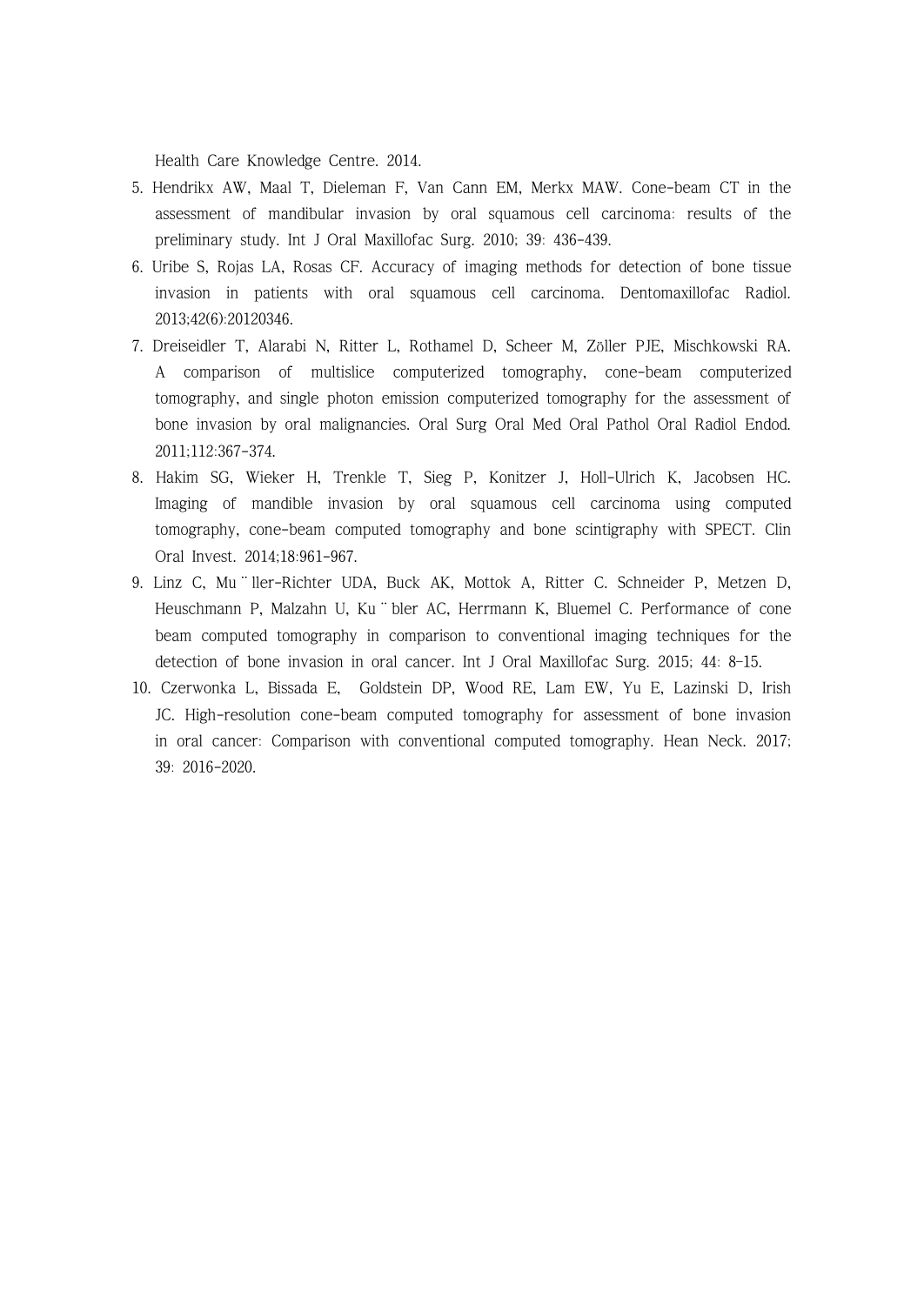Health Care Knowledge Centre. 2014.

5. Hendrikx AW, Maal T, Dieleman F, Van Cann EM, Merkx MAW. Cone-beam CT in the assessment of mandibular invasion by oral squamous cell carcinoma: results of the preliminary study. Int J Oral Maxillofac Surg. 2010; 39: 436-439.
6. Uribe S, Rojas LA, Rosas CF. Accuracy of imaging methods for detection of bone tissue invasion in patients with oral squamous cell carcinoma. Dentomaxillofac Radiol. 2013;42(6):20120346.
7. Dreiseidler T, Alarabi N, Ritter L, Rothamel D, Scheer M, Zöller PJE, Mischkowski RA. A comparison of multislice computerized tomography, cone-beam computerized tomography, and single photon emission computerized tomography for the assessment of bone invasion by oral malignancies. Oral Surg Oral Med Oral Pathol Oral Radiol Endod. 2011;112:367-374.
8. Hakim SG, Wieker H, Trenkle T, Sieg P, Konitzer J, Holl-Ulrich K, Jacobsen HC. Imaging of mandible invasion by oral squamous cell carcinoma using computed tomography, cone-beam computed tomography and bone scintigraphy with SPECT. Clin Oral Invest. 2014;18:961-967.
9. Linz C, Mu ̈ller-Richter UDA, Buck AK, Mottok A, Ritter C. Schneider P, Metzen D, Heuschmann P, Malzahn U, Ku ̈bler AC, Herrmann K, Bluemel C. Performance of cone beam computed tomography in comparison to conventional imaging techniques for the detection of bone invasion in oral cancer. Int J Oral Maxillofac Surg. 2015; 44: 8–15.
10. Czerwonka L, Bissada E, Goldstein DP, Wood RE, Lam EW, Yu E, Lazinski D, Irish JC. High-resolution cone-beam computed tomography for assessment of bone invasion in oral cancer: Comparison with conventional computed tomography. Hean Neck. 2017; 39: 2016-2020.